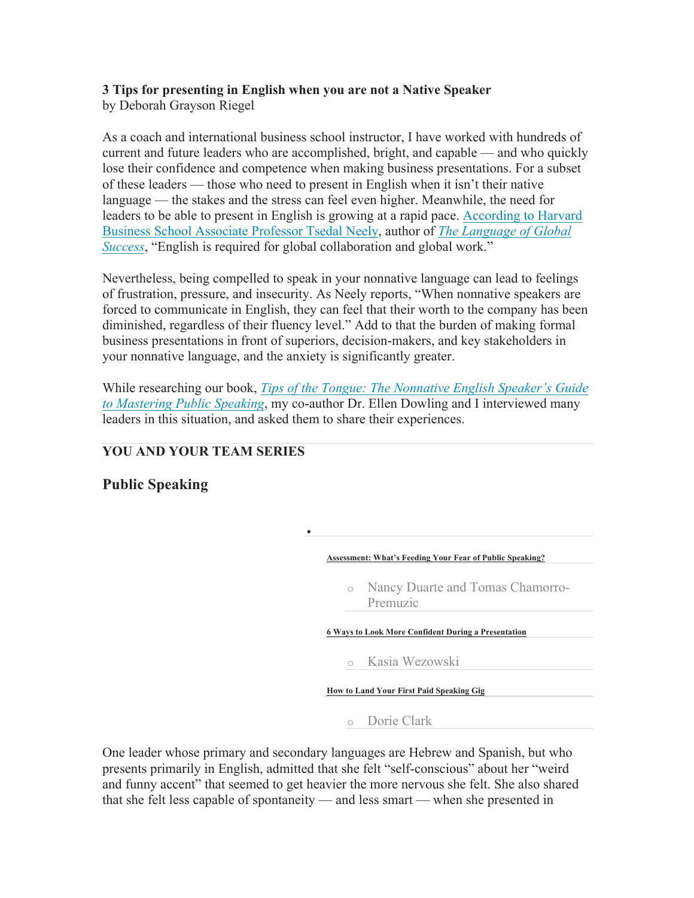**3 Tips for presenting in English when you are not a Native Speaker**
by Deborah Grayson Riegel

As a coach and international business school instructor, I have worked with hundreds of current and future leaders who are accomplished, bright, and capable — and who quickly lose their confidence and competence when making business presentations. For a subset of these leaders — those who need to present in English when it isn't their native language — the stakes and the stress can feel even higher. Meanwhile, the need for leaders to be able to present in English is growing at a rapid pace. According to Harvard Business School Associate Professor Tsedal Neely, author of *The Language of Global Success*, "English is required for global collaboration and global work."

Nevertheless, being compelled to speak in your nonnative language can lead to feelings of frustration, pressure, and insecurity. As Neely reports, "When nonnative speakers are forced to communicate in English, they can feel that their worth to the company has been diminished, regardless of their fluency level." Add to that the burden of making formal business presentations in front of superiors, decision-makers, and key stakeholders in your nonnative language, and the anxiety is significantly greater.

While researching our book, *Tips of the Tongue: The Nonnative English Speaker's Guide to Mastering Public Speaking*, my co-author Dr. Ellen Dowling and I interviewed many leaders in this situation, and asked them to share their experiences.

**YOU AND YOUR TEAM SERIES**

## Public Speaking

- **Assessment: What's Feeding Your Fear of Public Speaking?**
  - Nancy Duarte and Tomas Chamorro-Premuzic
- **6 Ways to Look More Confident During a Presentation**
  - Kasia Wezowski
- **How to Land Your First Paid Speaking Gig**
  - Dorie Clark

One leader whose primary and secondary languages are Hebrew and Spanish, but who presents primarily in English, admitted that she felt "self-conscious" about her "weird and funny accent" that seemed to get heavier the more nervous she felt. She also shared that she felt less capable of spontaneity — and less smart — when she presented in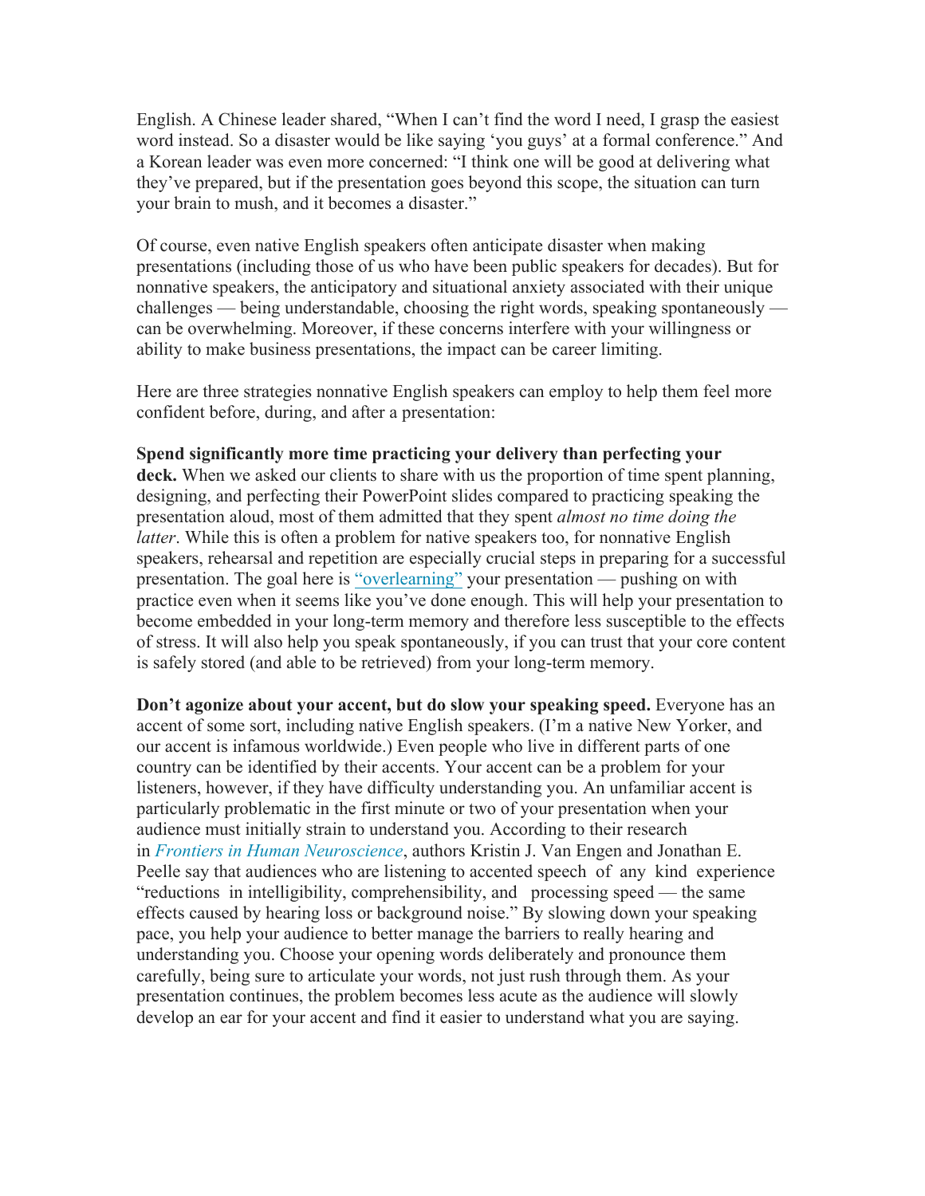English. A Chinese leader shared, "When I can't find the word I need, I grasp the easiest word instead. So a disaster would be like saying 'you guys' at a formal conference." And a Korean leader was even more concerned: "I think one will be good at delivering what they've prepared, but if the presentation goes beyond this scope, the situation can turn your brain to mush, and it becomes a disaster."

Of course, even native English speakers often anticipate disaster when making presentations (including those of us who have been public speakers for decades). But for nonnative speakers, the anticipatory and situational anxiety associated with their unique challenges — being understandable, choosing the right words, speaking spontaneously — can be overwhelming. Moreover, if these concerns interfere with your willingness or ability to make business presentations, the impact can be career limiting.

Here are three strategies nonnative English speakers can employ to help them feel more confident before, during, and after a presentation:

**Spend significantly more time practicing your delivery than perfecting your deck.** When we asked our clients to share with us the proportion of time spent planning, designing, and perfecting their PowerPoint slides compared to practicing speaking the presentation aloud, most of them admitted that they spent *almost no time doing the latter*. While this is often a problem for native speakers too, for nonnative English speakers, rehearsal and repetition are especially crucial steps in preparing for a successful presentation. The goal here is "overlearning" your presentation — pushing on with practice even when it seems like you've done enough. This will help your presentation to become embedded in your long-term memory and therefore less susceptible to the effects of stress. It will also help you speak spontaneously, if you can trust that your core content is safely stored (and able to be retrieved) from your long-term memory.

**Don't agonize about your accent, but do slow your speaking speed.** Everyone has an accent of some sort, including native English speakers. (I'm a native New Yorker, and our accent is infamous worldwide.) Even people who live in different parts of one country can be identified by their accents. Your accent can be a problem for your listeners, however, if they have difficulty understanding you. An unfamiliar accent is particularly problematic in the first minute or two of your presentation when your audience must initially strain to understand you. According to their research in *Frontiers in Human Neuroscience*, authors Kristin J. Van Engen and Jonathan E. Peelle say that audiences who are listening to accented speech of any kind experience "reductions in intelligibility, comprehensibility, and processing speed — the same effects caused by hearing loss or background noise." By slowing down your speaking pace, you help your audience to better manage the barriers to really hearing and understanding you. Choose your opening words deliberately and pronounce them carefully, being sure to articulate your words, not just rush through them. As your presentation continues, the problem becomes less acute as the audience will slowly develop an ear for your accent and find it easier to understand what you are saying.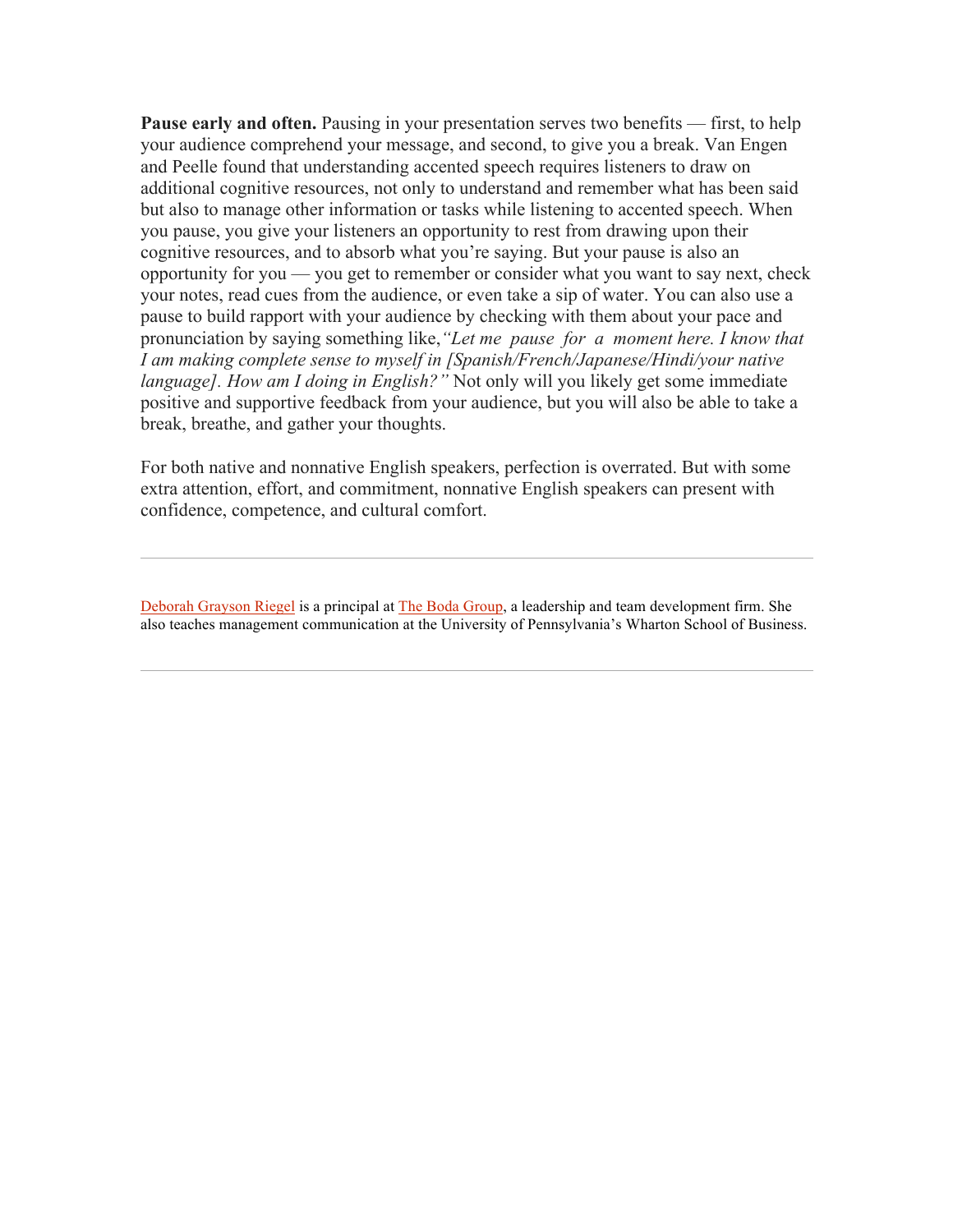**Pause early and often.** Pausing in your presentation serves two benefits — first, to help your audience comprehend your message, and second, to give you a break. Van Engen and Peelle found that understanding accented speech requires listeners to draw on additional cognitive resources, not only to understand and remember what has been said but also to manage other information or tasks while listening to accented speech. When you pause, you give your listeners an opportunity to rest from drawing upon their cognitive resources, and to absorb what you're saying. But your pause is also an opportunity for you — you get to remember or consider what you want to say next, check your notes, read cues from the audience, or even take a sip of water. You can also use a pause to build rapport with your audience by checking with them about your pace and pronunciation by saying something like, *"Let me pause for a moment here. I know that I am making complete sense to myself in [Spanish/French/Japanese/Hindi/your native language]. How am I doing in English?"* Not only will you likely get some immediate positive and supportive feedback from your audience, but you will also be able to take a break, breathe, and gather your thoughts.

For both native and nonnative English speakers, perfection is overrated. But with some extra attention, effort, and commitment, nonnative English speakers can present with confidence, competence, and cultural comfort.

---

Deborah Grayson Riegel is a principal at The Boda Group, a leadership and team development firm. She also teaches management communication at the University of Pennsylvania's Wharton School of Business.

---